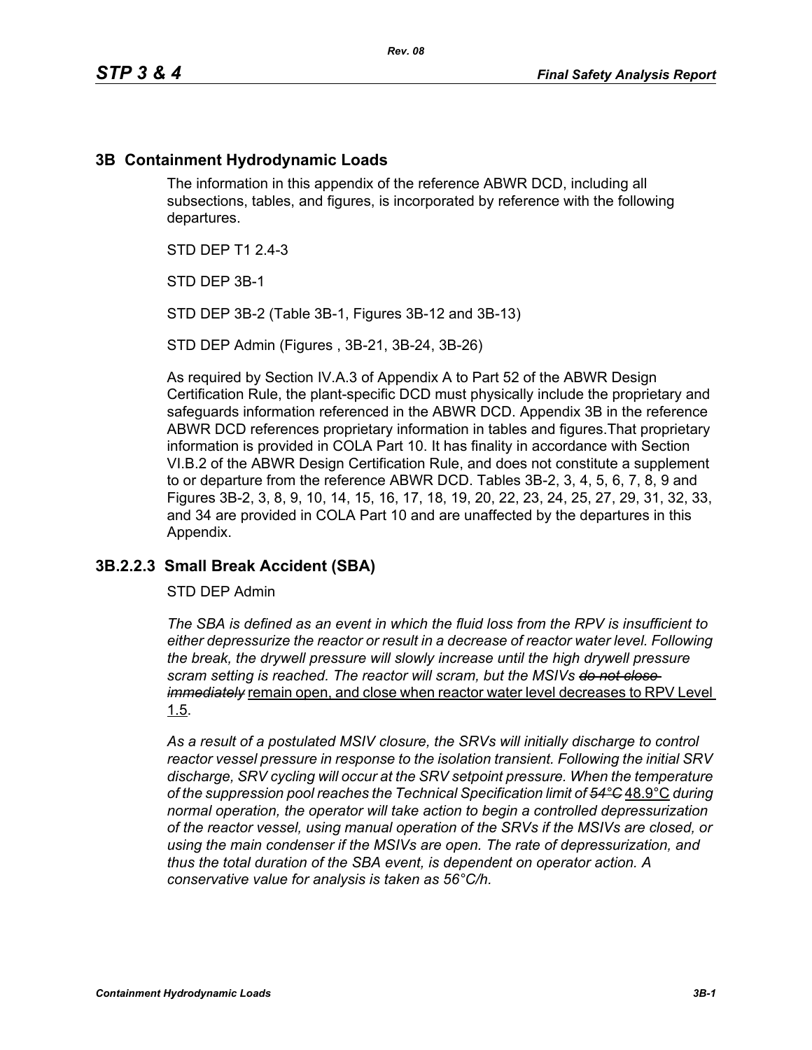# 3B Containment Hydrodynamic Loads

The information in this appendix of the reference ABWR DCD, including all subsections, tables, and figures, is incorporated by reference with the following departures.

STD DEP T1 2.4-3

STD DEP 3B-1

STD DEP 3B-2 (Table 3B-1, Figures 3B-12 and 3B-13)

STD DEP Admin (Figures , 3B-21, 3B-24, 3B-26)

As required by Section IV.A.3 of Appendix A to Part 52 of the ABWR Design Certification Rule, the plant-specific DCD must physically include the proprietary and safeguards information referenced in the ABWR DCD. Appendix 3B in the reference ABWR DCD references proprietary information in tables and figures.That proprietary information is provided in COLA Part 10. It has finality in accordance with Section VI.B.2 of the ABWR Design Certification Rule, and does not constitute a supplement to or departure from the reference ABWR DCD. Tables 3B-2, 3, 4, 5, 6, 7, 8, 9 and Figures 3B-2, 3, 8, 9, 10, 14, 15, 16, 17, 18, 19, 20, 22, 23, 24, 25, 27, 29, 31, 32, 33, and 34 are provided in COLA Part 10 and are unaffected by the departures in this Appendix.

## 3B.2.2.3 Small Break Accident (SBA)

STD DEP Admin

*The SBA is defined as an event in which the fluid loss from the RPV is insufficient to either depressurize the reactor or result in a decrease of reactor water level. Following the break, the drywell pressure will slowly increase until the high drywell pressure scram setting is reached. The reactor will scram, but the MSIVs ~~do not close immediately~~* remain open, and close when reactor water level decreases to RPV Level 1.5.

*As a result of a postulated MSIV closure, the SRVs will initially discharge to control reactor vessel pressure in response to the isolation transient. Following the initial SRV discharge, SRV cycling will occur at the SRV setpoint pressure. When the temperature of the suppression pool reaches the Technical Specification limit of ~~54°C~~* 48.9°C *during normal operation, the operator will take action to begin a controlled depressurization of the reactor vessel, using manual operation of the SRVs if the MSIVs are closed, or using the main condenser if the MSIVs are open. The rate of depressurization, and thus the total duration of the SBA event, is dependent on operator action. A conservative value for analysis is taken as 56°C/h.*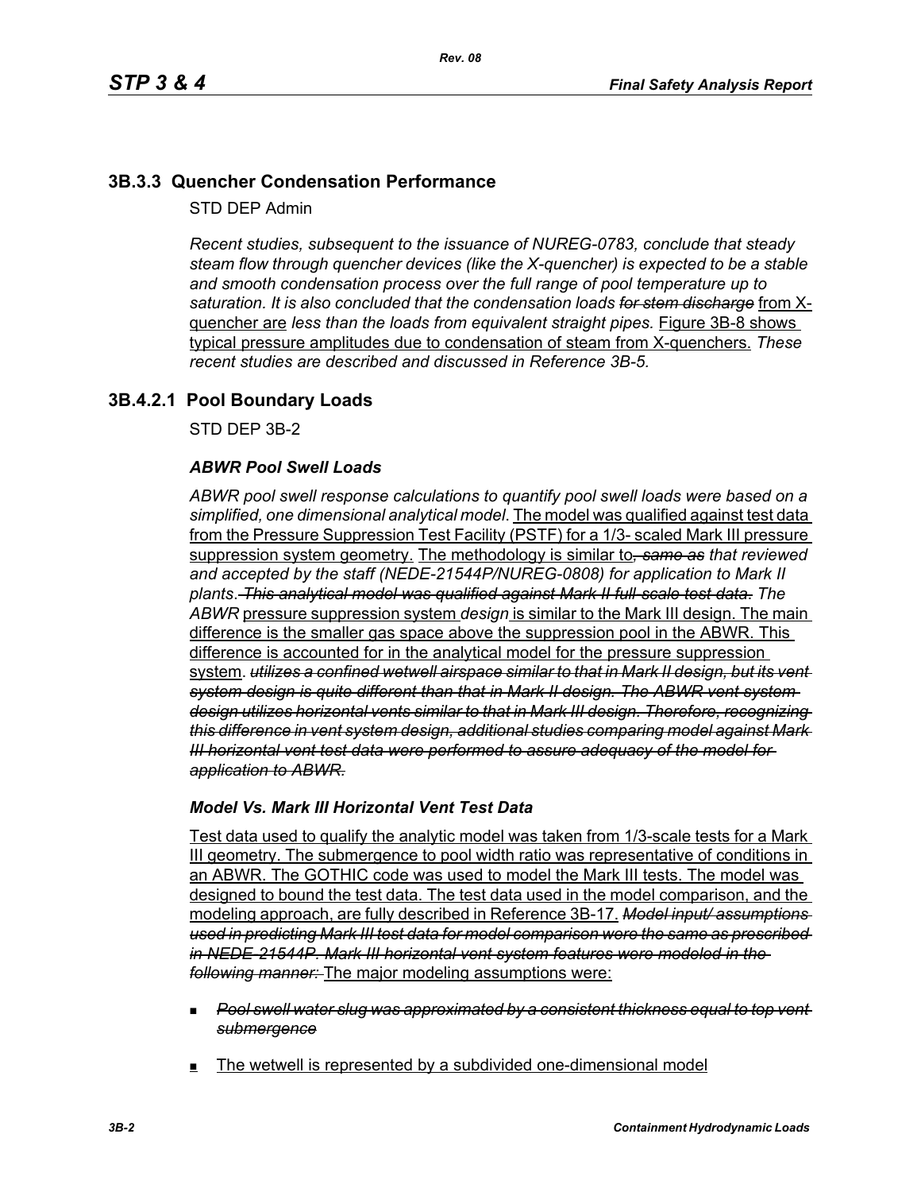## 3B.3.3 Quencher Condensation Performance

STD DEP Admin

*Recent studies, subsequent to the issuance of NUREG-0783, conclude that steady steam flow through quencher devices (like the X-quencher) is expected to be a stable and smooth condensation process over the full range of pool temperature up to saturation. It is also concluded that the condensation loads* ~~*for stem discharge*~~ from X-quencher are *less than the loads from equivalent straight pipes.* Figure 3B-8 shows typical pressure amplitudes due to condensation of steam from X-quenchers. *These recent studies are described and discussed in Reference 3B-5.*

## 3B.4.2.1 Pool Boundary Loads

STD DEP 3B-2

### *ABWR Pool Swell Loads*

*ABWR pool swell response calculations to quantify pool swell loads were based on a simplified, one dimensional analytical model*. The model was qualified against test data from the Pressure Suppression Test Facility (PSTF) for a 1/3- scaled Mark III pressure suppression system geometry. The methodology is similar to~~*, same as*~~ *that reviewed and accepted by the staff (NEDE-21544P/NUREG-0808) for application to Mark II plants*. ~~*This analytical model was qualified against Mark II full-scale test data.*~~ *The ABWR* pressure suppression system *design* is similar to the Mark III design. The main difference is the smaller gas space above the suppression pool in the ABWR. This difference is accounted for in the analytical model for the pressure suppression system. ~~*utilizes a confined wetwell airspace similar to that in Mark II design, but its vent system design is quite different than that in Mark II design. The ABWR vent system design utilizes horizontal vents similar to that in Mark III design. Therefore, recognizing this difference in vent system design, additional studies comparing model against Mark III horizontal vent test data were performed to assure adequacy of the model for application to ABWR.*~~

### *Model Vs. Mark III Horizontal Vent Test Data*

Test data used to qualify the analytic model was taken from 1/3-scale tests for a Mark III geometry. The submergence to pool width ratio was representative of conditions in an ABWR. The GOTHIC code was used to model the Mark III tests. The model was designed to bound the test data. The test data used in the model comparison, and the modeling approach, are fully described in Reference 3B-17. ~~*Model input/ assumptions used in predicting Mark III test data for model comparison were the same as prescribed in NEDE-21544P. Mark III horizontal vent system features were modeled in the following manner:*~~ The major modeling assumptions were:

- ~~*Pool swell water slug was approximated by a consistent thickness equal to top vent submergence*~~
- The wetwell is represented by a subdivided one-dimensional model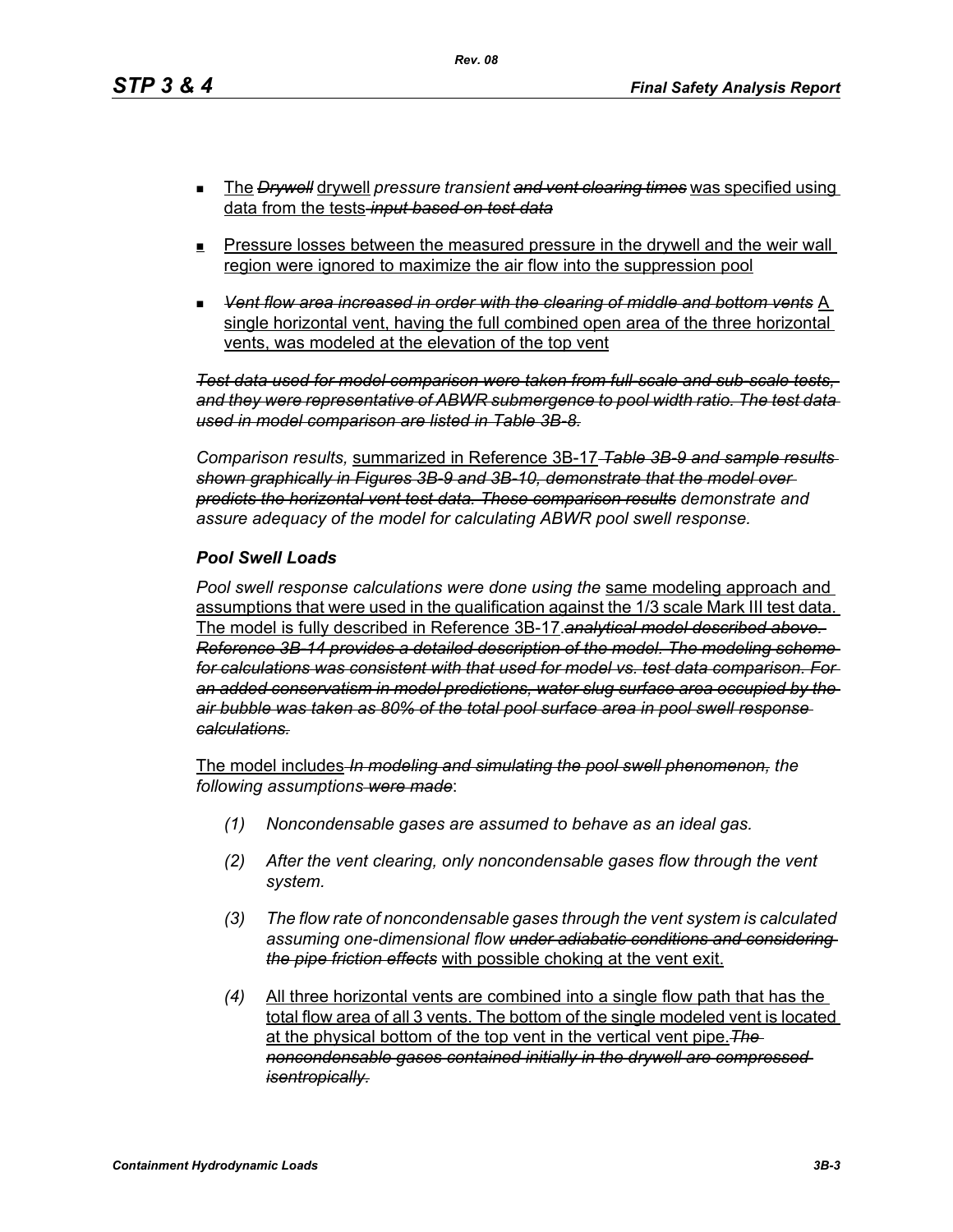- The ~~*Drywell*~~ drywell *pressure transient* ~~*and vent clearing times*~~ was specified using data from the tests ~~*input based on test data*~~

- Pressure losses between the measured pressure in the drywell and the weir wall region were ignored to maximize the air flow into the suppression pool

- ~~*Vent flow area increased in order with the clearing of middle and bottom vents*~~ A single horizontal vent, having the full combined open area of the three horizontal vents, was modeled at the elevation of the top vent

~~*Test data used for model comparison were taken from full-scale and sub-scale tests, and they were representative of ABWR submergence to pool width ratio. The test data used in model comparison are listed in Table 3B-8.*~~

*Comparison results,* summarized in Reference 3B-17 ~~*Table 3B-9 and sample results shown graphically in Figures 3B-9 and 3B-10, demonstrate that the model over predicts the horizontal vent test data. These comparison results*~~ *demonstrate and assure adequacy of the model for calculating ABWR pool swell response.*

### *Pool Swell Loads*

*Pool swell response calculations were done using the* same modeling approach and assumptions that were used in the qualification against the 1/3 scale Mark III test data. The model is fully described in Reference 3B-17. ~~*analytical model described above. Reference 3B-14 provides a detailed description of the model. The modeling scheme for calculations was consistent with that used for model vs. test data comparison. For an added conservatism in model predictions, water slug surface area occupied by the air bubble was taken as 80% of the total pool surface area in pool swell response calculations.*~~

The model includes ~~*In modeling and simulating the pool swell phenomenon,*~~ *the following assumptions* ~~*were made*~~:

*(1)* *Noncondensable gases are assumed to behave as an ideal gas.*

*(2)* *After the vent clearing, only noncondensable gases flow through the vent system.*

*(3)* *The flow rate of noncondensable gases through the vent system is calculated assuming one-dimensional flow* ~~*under adiabatic conditions and considering the pipe friction effects*~~ with possible choking at the vent exit.

*(4)* All three horizontal vents are combined into a single flow path that has the total flow area of all 3 vents. The bottom of the single modeled vent is located at the physical bottom of the top vent in the vertical vent pipe. ~~*The noncondensable gases contained initially in the drywell are compressed isentropically.*~~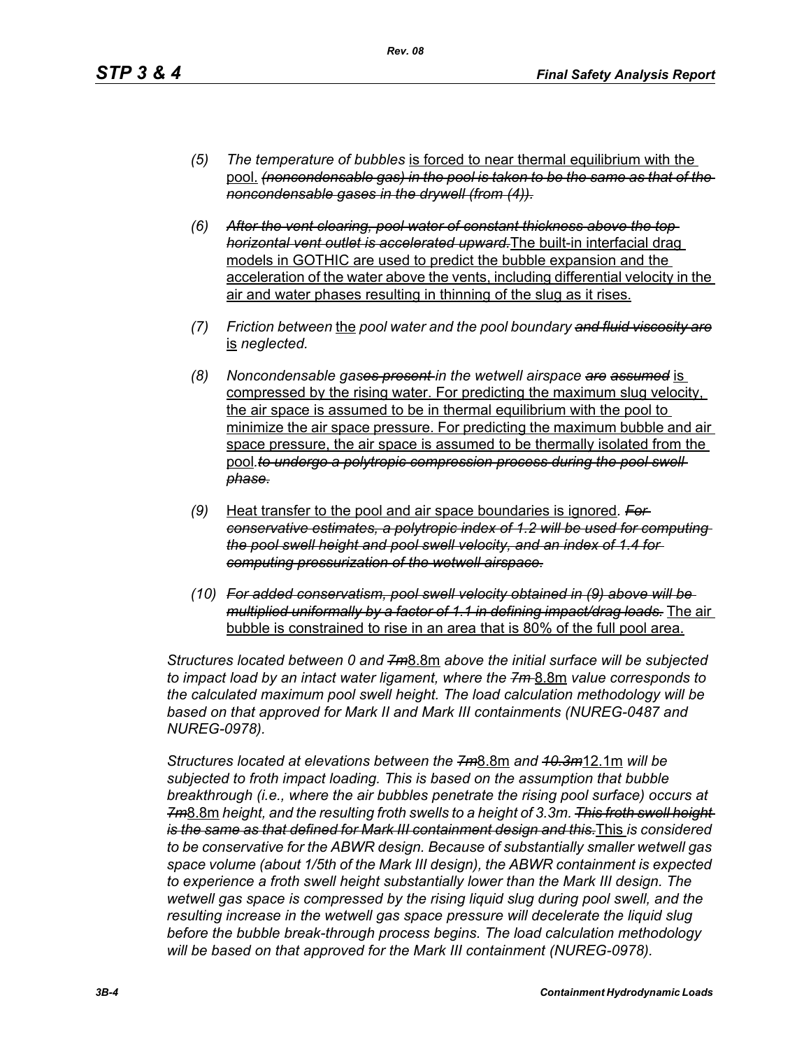(5) *The temperature of bubbles* is forced to near thermal equilibrium with the pool. ~~*(noncondensable gas) in the pool is taken to be the same as that of the noncondensable gases in the drywell (from (4)).*~~

(6) ~~*After the vent clearing, pool water of constant thickness above the top horizontal vent outlet is accelerated upward.*~~ The built-in interfacial drag models in GOTHIC are used to predict the bubble expansion and the acceleration of the water above the vents, including differential velocity in the air and water phases resulting in thinning of the slug as it rises.

(7) *Friction between* the *pool water and the pool boundary* ~~*and fluid viscosity are*~~ is *neglected.*

(8) *Noncondensable gas*~~*es present*~~ *in the wetwell airspace* ~~*are assumed*~~ is compressed by the rising water. For predicting the maximum slug velocity, the air space is assumed to be in thermal equilibrium with the pool to minimize the air space pressure. For predicting the maximum bubble and air space pressure, the air space is assumed to be thermally isolated from the pool.~~*to undergo a polytropic compression process during the pool swell phase.*~~

(9) Heat transfer to the pool and air space boundaries is ignored. ~~*For conservative estimates, a polytropic index of 1.2 will be used for computing the pool swell height and pool swell velocity, and an index of 1.4 for computing pressurization of the wetwell airspace.*~~

(10) ~~*For added conservatism, pool swell velocity obtained in (9) above will be multiplied uniformly by a factor of 1.1 in defining impact/drag loads.*~~ The air bubble is constrained to rise in an area that is 80% of the full pool area.

*Structures located between 0 and* ~~*7m*~~8.8m *above the initial surface will be subjected to impact load by an intact water ligament, where the* ~~*7m*~~ 8.8m *value corresponds to the calculated maximum pool swell height. The load calculation methodology will be based on that approved for Mark II and Mark III containments (NUREG-0487 and NUREG-0978).*

*Structures located at elevations between the* ~~*7m*~~8.8m *and* ~~*10.3m*~~12.1m *will be subjected to froth impact loading. This is based on the assumption that bubble breakthrough (i.e., where the air bubbles penetrate the rising pool surface) occurs at* ~~*7m*~~8.8m *height, and the resulting froth swells to a height of 3.3m.* ~~*This froth swell height is the same as that defined for Mark III containment design and this.*~~This *is considered to be conservative for the ABWR design. Because of substantially smaller wetwell gas space volume (about 1/5th of the Mark III design), the ABWR containment is expected to experience a froth swell height substantially lower than the Mark III design. The wetwell gas space is compressed by the rising liquid slug during pool swell, and the resulting increase in the wetwell gas space pressure will decelerate the liquid slug before the bubble break-through process begins. The load calculation methodology will be based on that approved for the Mark III containment (NUREG-0978).*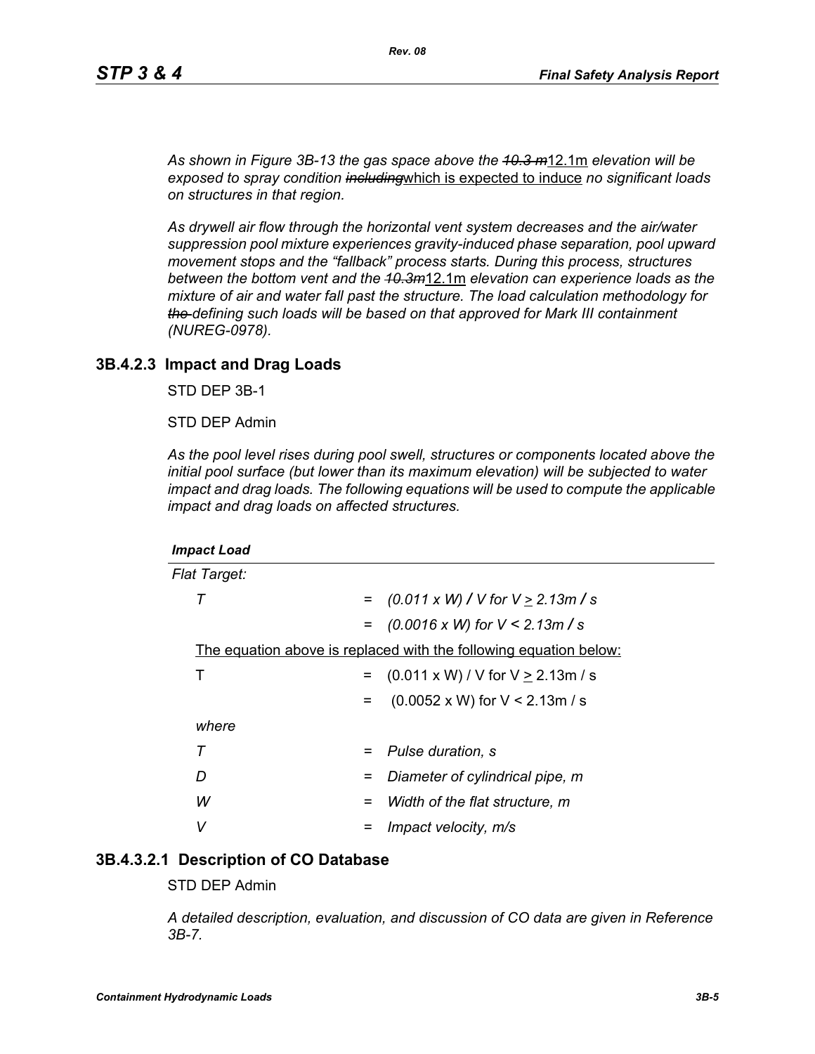*As shown in Figure 3B-13 the gas space above the ~~10.3 m~~12.1m elevation will be exposed to spray condition ~~including~~which is expected to induce no significant loads on structures in that region.*

*As drywell air flow through the horizontal vent system decreases and the air/water suppression pool mixture experiences gravity-induced phase separation, pool upward movement stops and the "fallback" process starts. During this process, structures between the bottom vent and the ~~10.3m~~12.1m elevation can experience loads as the mixture of air and water fall past the structure. The load calculation methodology for ~~the~~ defining such loads will be based on that approved for Mark III containment (NUREG-0978).*

### 3B.4.2.3 Impact and Drag Loads

STD DEP 3B-1

STD DEP Admin

*As the pool level rises during pool swell, structures or components located above the initial pool surface (but lower than its maximum elevation) will be subjected to water impact and drag loads. The following equations will be used to compute the applicable impact and drag loads on affected structures.*

***Impact Load***

*Flat Target:*

$T = (0.011 \times W) / V$ for $V \geq 2.13 m/s$

$= (0.0016 \times W)$ for $V < 2.13 m/s$

The equation above is replaced with the following equation below:

$T = (0.011 \times W) / V$ for $V \geq 2.13 m/s$

$= (0.0052 \times W)$ for $V < 2.13 m/s$

*where*

$T$ = *Pulse duration, s*

$D$ = *Diameter of cylindrical pipe, m*

$W$ = *Width of the flat structure, m*

$V$ = *Impact velocity, m/s*

### 3B.4.3.2.1 Description of CO Database

STD DEP Admin

*A detailed description, evaluation, and discussion of CO data are given in Reference 3B-7.*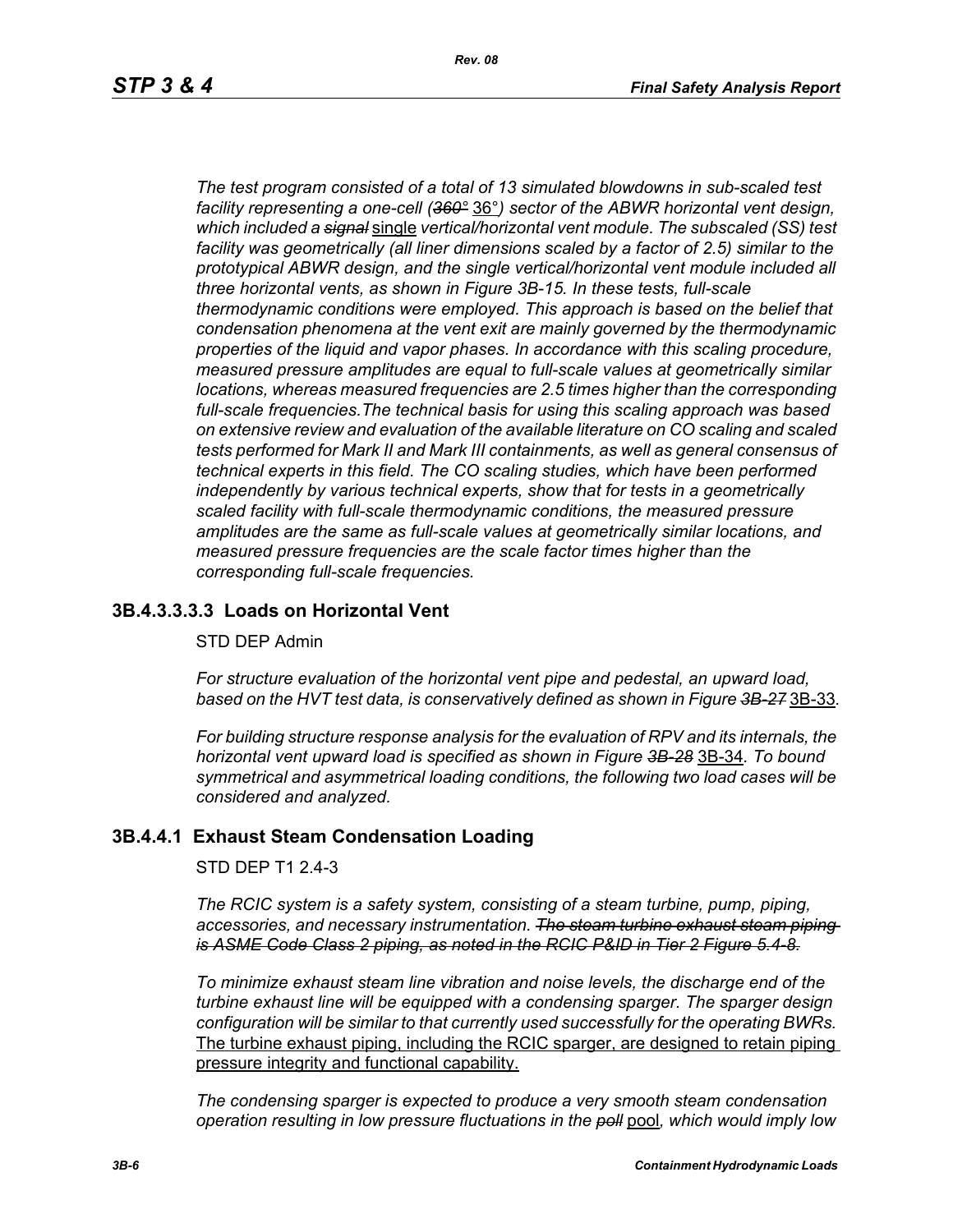*The test program consisted of a total of 13 simulated blowdowns in sub-scaled test facility representing a one-cell (~~360°~~ 36°) sector of the ABWR horizontal vent design, which included a ~~signal~~ single vertical/horizontal vent module. The subscaled (SS) test facility was geometrically (all liner dimensions scaled by a factor of 2.5) similar to the prototypical ABWR design, and the single vertical/horizontal vent module included all three horizontal vents, as shown in Figure 3B-15. In these tests, full-scale thermodynamic conditions were employed. This approach is based on the belief that condensation phenomena at the vent exit are mainly governed by the thermodynamic properties of the liquid and vapor phases. In accordance with this scaling procedure, measured pressure amplitudes are equal to full-scale values at geometrically similar locations, whereas measured frequencies are 2.5 times higher than the corresponding full-scale frequencies.The technical basis for using this scaling approach was based on extensive review and evaluation of the available literature on CO scaling and scaled tests performed for Mark II and Mark III containments, as well as general consensus of technical experts in this field. The CO scaling studies, which have been performed independently by various technical experts, show that for tests in a geometrically scaled facility with full-scale thermodynamic conditions, the measured pressure amplitudes are the same as full-scale values at geometrically similar locations, and measured pressure frequencies are the scale factor times higher than the corresponding full-scale frequencies.*

### 3B.4.3.3.3.3 Loads on Horizontal Vent

STD DEP Admin

*For structure evaluation of the horizontal vent pipe and pedestal, an upward load, based on the HVT test data, is conservatively defined as shown in Figure ~~3B-27~~* 3B-33*.*

*For building structure response analysis for the evaluation of RPV and its internals, the horizontal vent upward load is specified as shown in Figure ~~3B-28~~* 3B-34*. To bound symmetrical and asymmetrical loading conditions, the following two load cases will be considered and analyzed.*

### 3B.4.4.1 Exhaust Steam Condensation Loading

STD DEP T1 2.4-3

*The RCIC system is a safety system, consisting of a steam turbine, pump, piping, accessories, and necessary instrumentation. ~~The steam turbine exhaust steam piping is ASME Code Class 2 piping, as noted in the RCIC P&ID in Tier 2 Figure 5.4-8.~~*

*To minimize exhaust steam line vibration and noise levels, the discharge end of the turbine exhaust line will be equipped with a condensing sparger. The sparger design configuration will be similar to that currently used successfully for the operating BWRs.* The turbine exhaust piping, including the RCIC sparger, are designed to retain piping pressure integrity and functional capability.

*The condensing sparger is expected to produce a very smooth steam condensation operation resulting in low pressure fluctuations in the ~~poll~~* pool*, which would imply low*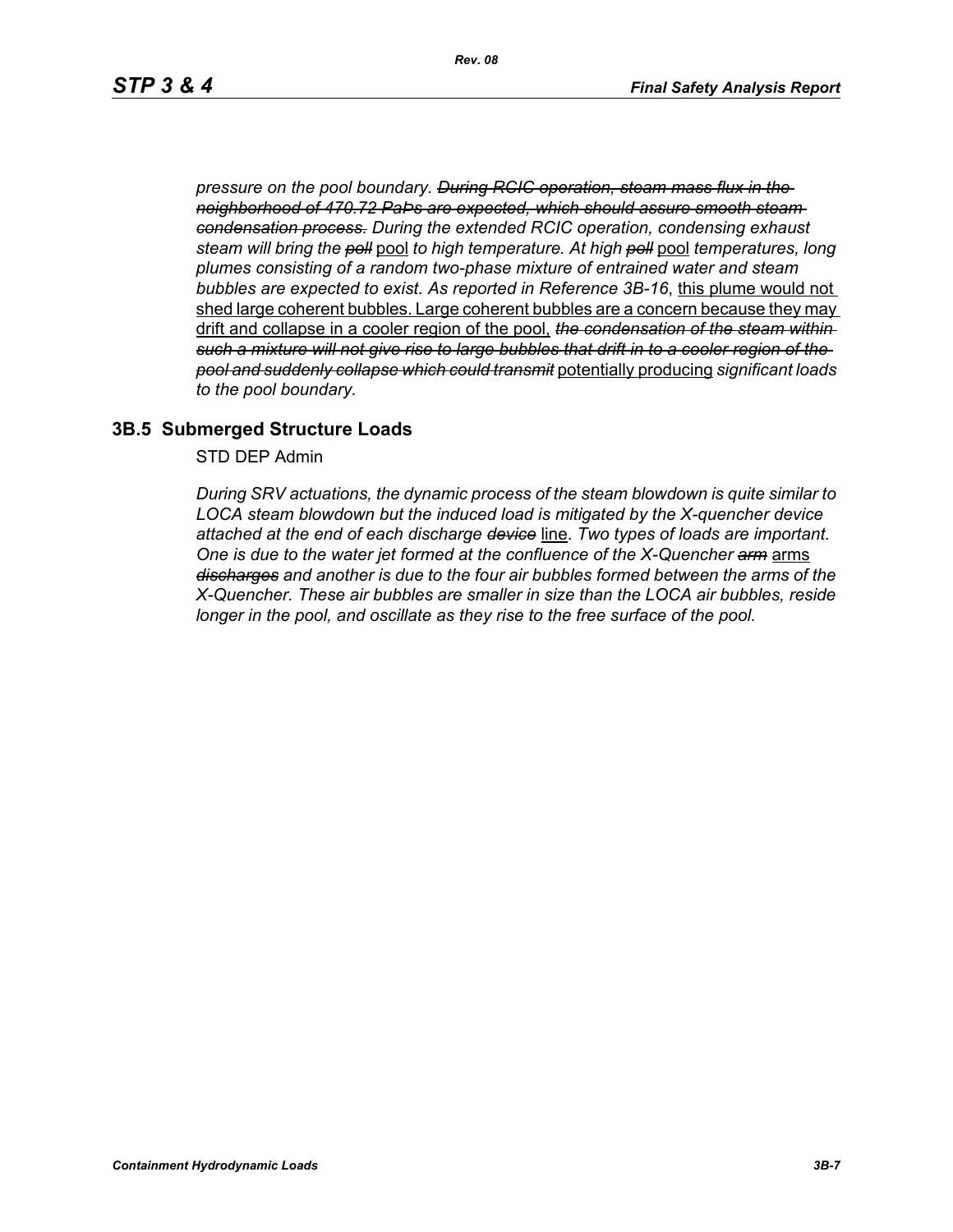*pressure on the pool boundary. ~~During RCIC operation, steam mass flux in the neighborhood of 470.72 PaPs are expected, which should assure smooth steam condensation process.~~ During the extended RCIC operation, condensing exhaust steam will bring the ~~poll~~* pool *to high temperature. At high ~~poll~~* pool *temperatures, long plumes consisting of a random two-phase mixture of entrained water and steam bubbles are expected to exist. As reported in Reference 3B-16*, this plume would not shed large coherent bubbles. Large coherent bubbles are a concern because they may drift and collapse in a cooler region of the pool, *~~the condensation of the steam within such a mixture will not give rise to large bubbles that drift in to a cooler region of the pool and suddenly collapse which could transmit~~* potentially producing *significant loads to the pool boundary.*

## 3B.5 Submerged Structure Loads

STD DEP Admin

*During SRV actuations, the dynamic process of the steam blowdown is quite similar to LOCA steam blowdown but the induced load is mitigated by the X-quencher device attached at the end of each discharge ~~device~~* line. *Two types of loads are important. One is due to the water jet formed at the confluence of the X-Quencher ~~arm~~* arms *~~discharges~~ and another is due to the four air bubbles formed between the arms of the X-Quencher. These air bubbles are smaller in size than the LOCA air bubbles, reside longer in the pool, and oscillate as they rise to the free surface of the pool.*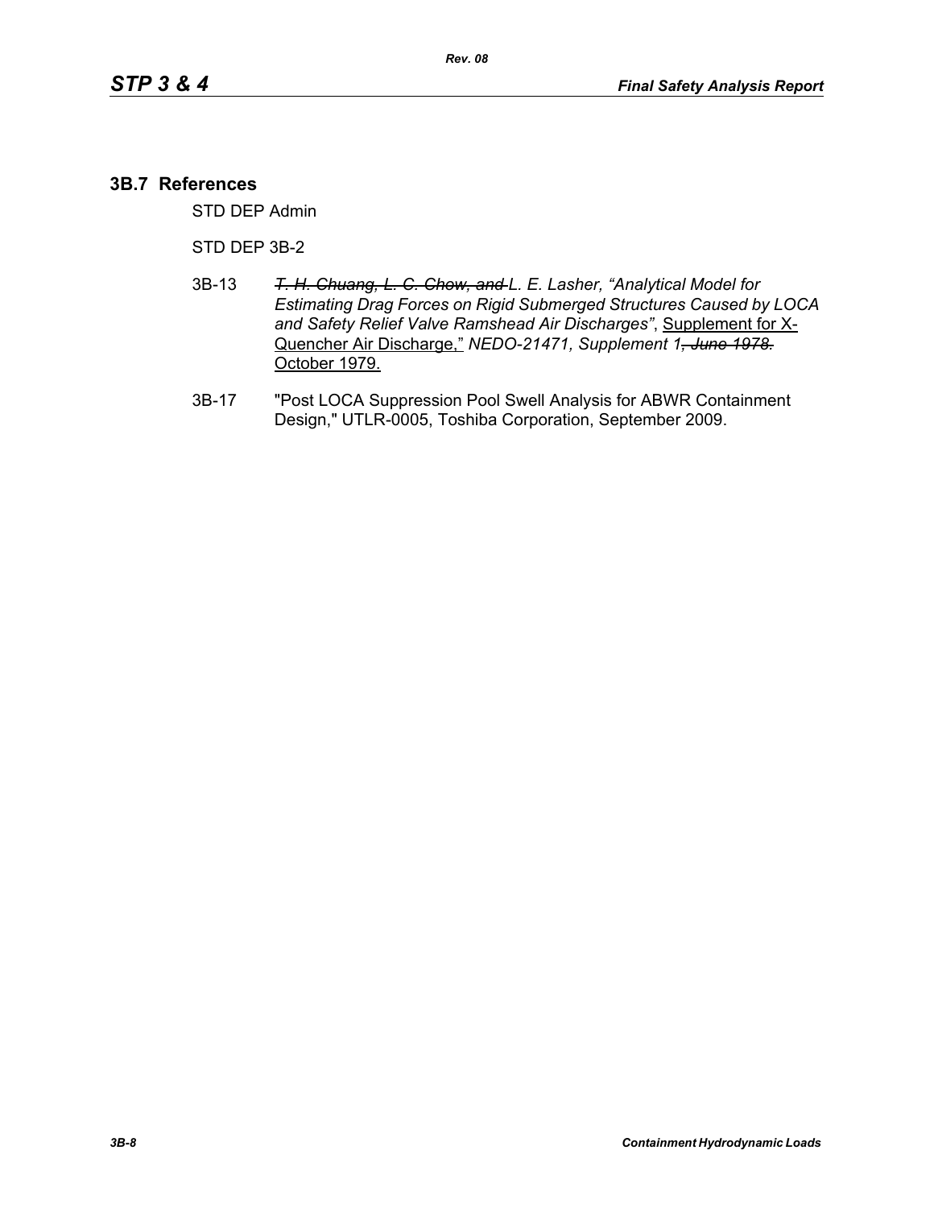## 3B.7 References

STD DEP Admin

STD DEP 3B-2

3B-13 ~~*T. H. Chuang, L. C. Chow, and*~~ *L. E. Lasher, "Analytical Model for Estimating Drag Forces on Rigid Submerged Structures Caused by LOCA and Safety Relief Valve Ramshead Air Discharges"*, Supplement for X-Quencher Air Discharge," *NEDO-21471, Supplement 1*~~*, June 1978.*~~ October 1979.

3B-17 "Post LOCA Suppression Pool Swell Analysis for ABWR Containment Design," UTLR-0005, Toshiba Corporation, September 2009.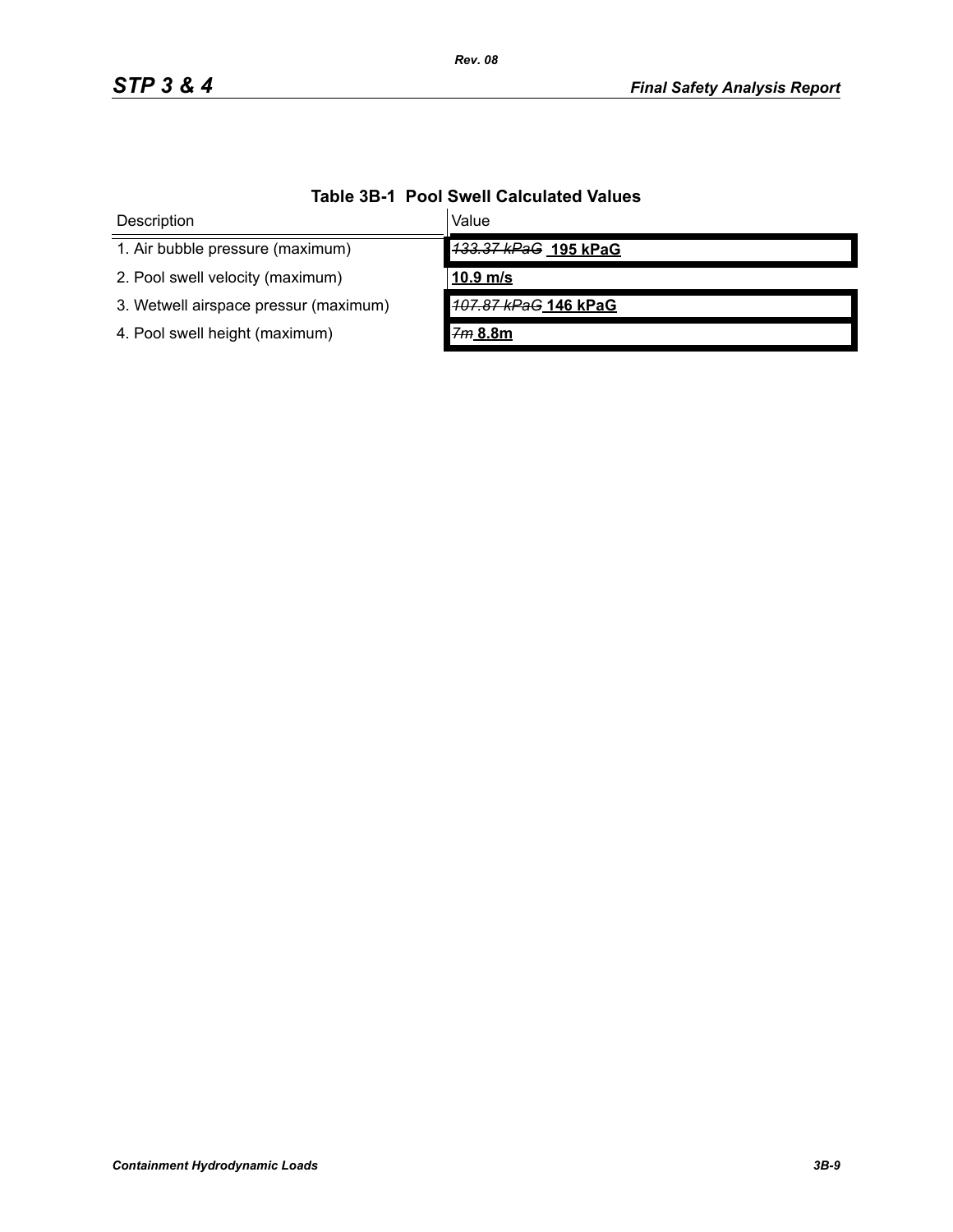**Table 3B-1 Pool Swell Calculated Values**

| Description | Value |
|---|---|
| 1. Air bubble pressure (maximum) | ~~*133.37 kPaG*~~ **195 kPaG** |
| 2. Pool swell velocity (maximum) | **10.9 m/s** |
| 3. Wetwell airspace pressur (maximum) | ~~*107.87 kPaG*~~ **146 kPaG** |
| 4. Pool swell height (maximum) | ~~*7m*~~ **8.8m** |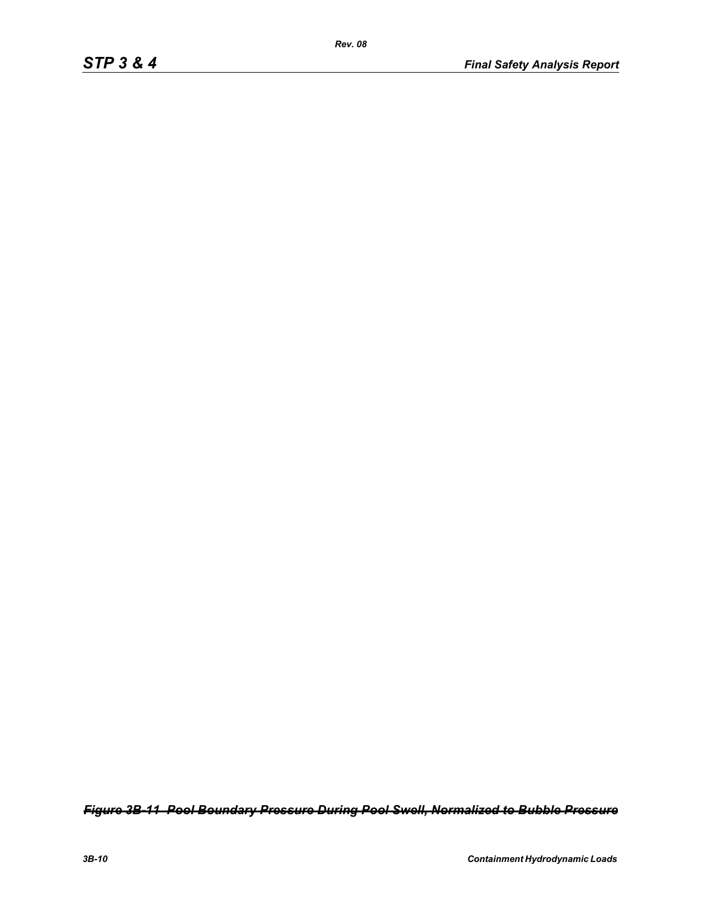~~*Figure 3B-11 Pool Boundary Pressure During Pool Swell, Normalized to Bubble Pressure*~~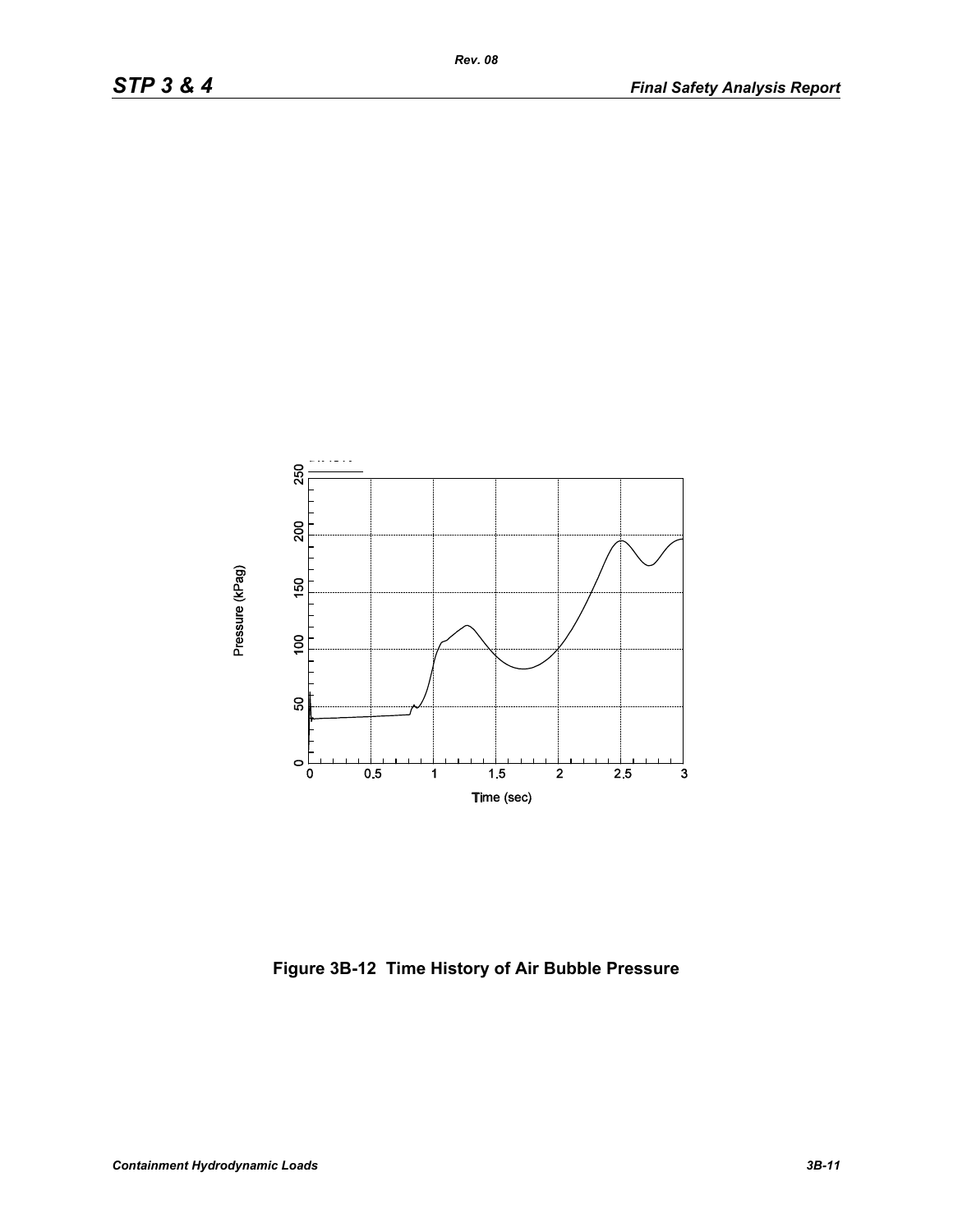Figure 3B-12 Time History of Air Bubble Pressure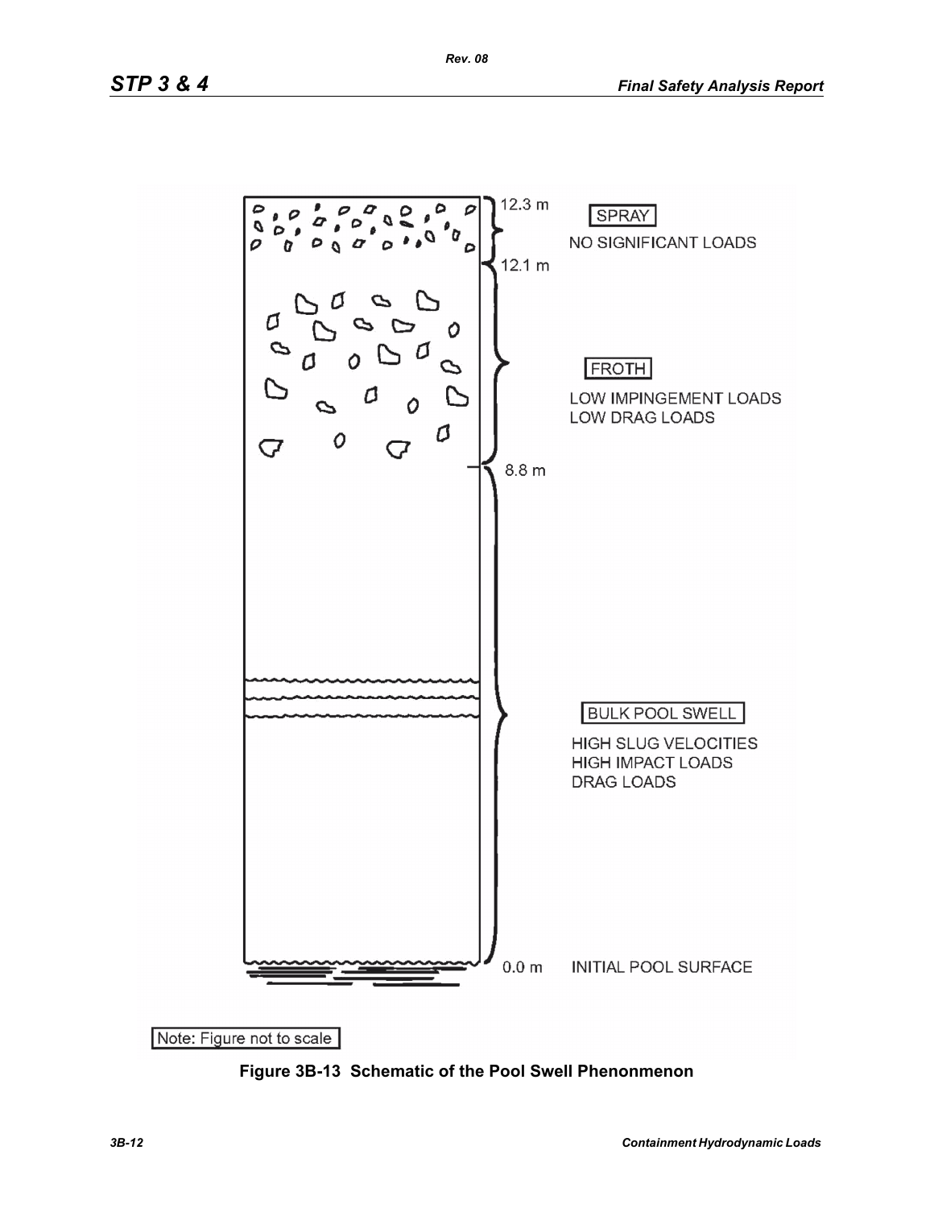12.3 m

SPRAY

NO SIGNIFICANT LOADS

12.1 m

FROTH

LOW IMPINGEMENT LOADS
LOW DRAG LOADS

8.8 m

BULK POOL SWELL

HIGH SLUG VELOCITIES
HIGH IMPACT LOADS
DRAG LOADS

0.0 m INITIAL POOL SURFACE

Note: Figure not to scale

**Figure 3B-13 Schematic of the Pool Swell Phenonmenon**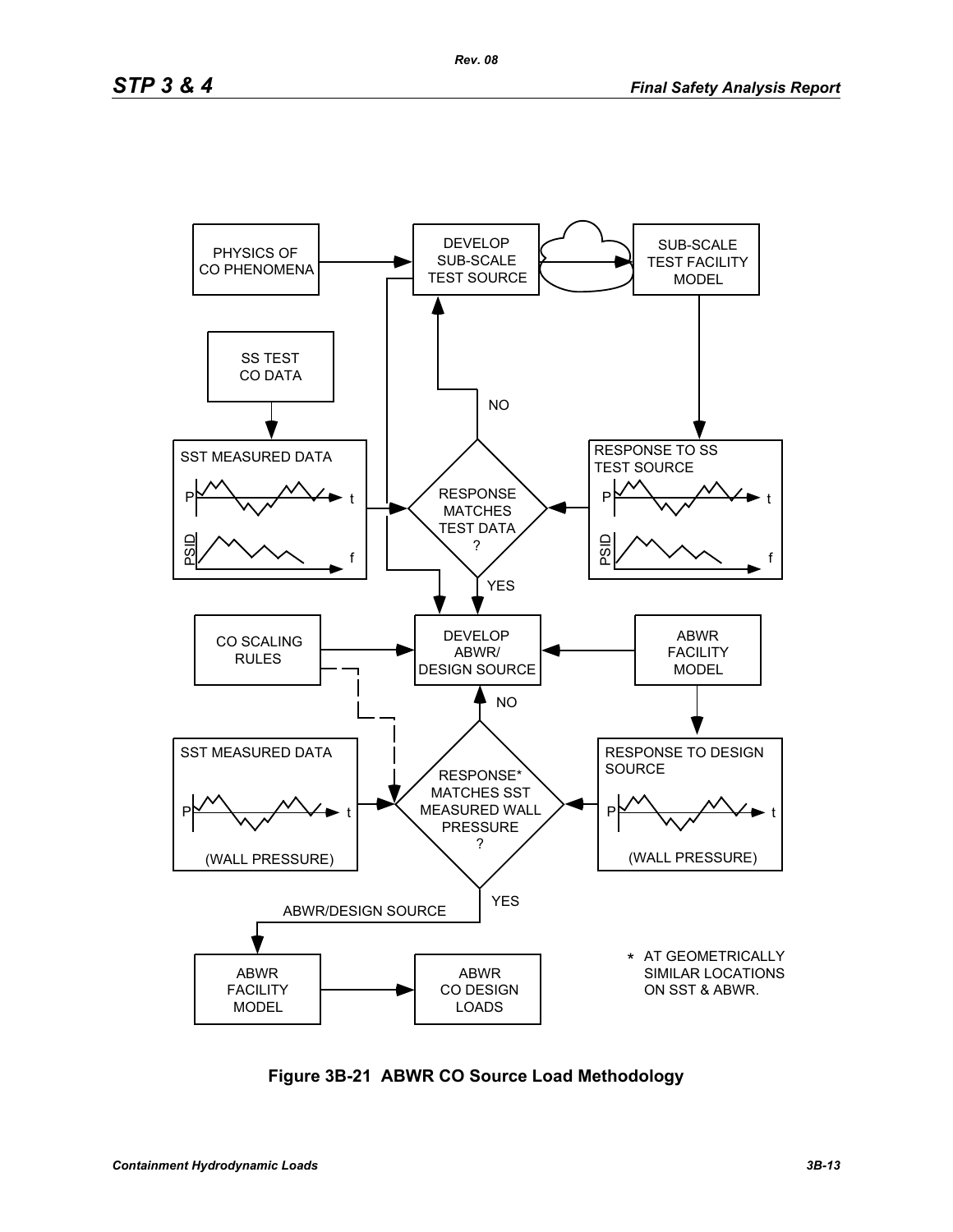PHYSICS OF CO PHENOMENA

DEVELOP SUB-SCALE TEST SOURCE

SUB-SCALE TEST FACILITY MODEL

SS TEST CO DATA

SST MEASURED DATA

P t

PSID f

NO

RESPONSE MATCHES TEST DATA ?

RESPONSE TO SS TEST SOURCE

P t

PSID f

YES

CO SCALING RULES

DEVELOP ABWR/ DESIGN SOURCE

ABWR FACILITY MODEL

NO

SST MEASURED DATA

P t

(WALL PRESSURE)

RESPONSE* MATCHES SST MEASURED WALL PRESSURE ?

RESPONSE TO DESIGN SOURCE

P t

(WALL PRESSURE)

YES

ABWR/DESIGN SOURCE

ABWR FACILITY MODEL

ABWR CO DESIGN LOADS

* AT GEOMETRICALLY SIMILAR LOCATIONS ON SST & ABWR.

**Figure 3B-21 ABWR CO Source Load Methodology**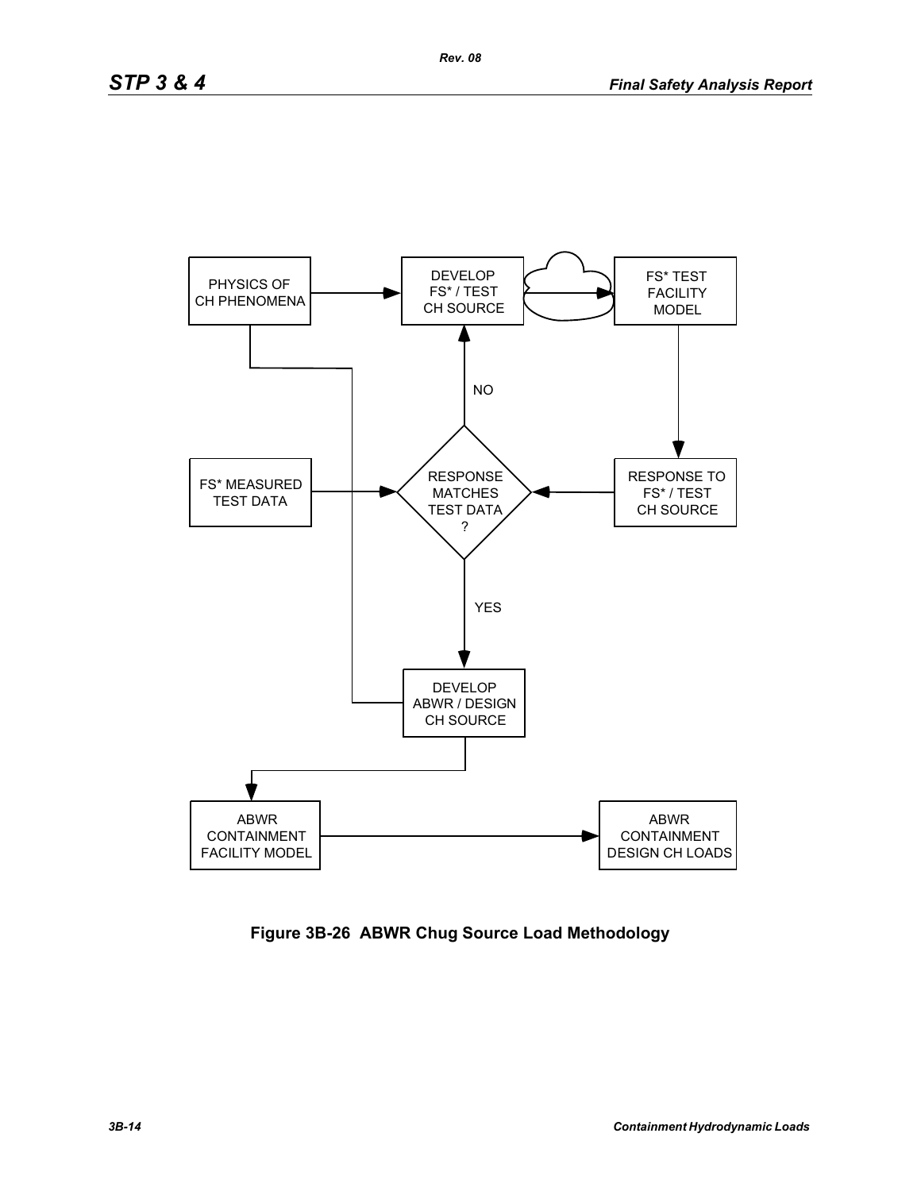PHYSICS OF CH PHENOMENA

DEVELOP FS* / TEST CH SOURCE

FS* TEST FACILITY MODEL

NO

FS* MEASURED TEST DATA

RESPONSE MATCHES TEST DATA ?

RESPONSE TO FS* / TEST CH SOURCE

YES

DEVELOP ABWR / DESIGN CH SOURCE

ABWR CONTAINMENT FACILITY MODEL

ABWR CONTAINMENT DESIGN CH LOADS

**Figure 3B-26 ABWR Chug Source Load Methodology**